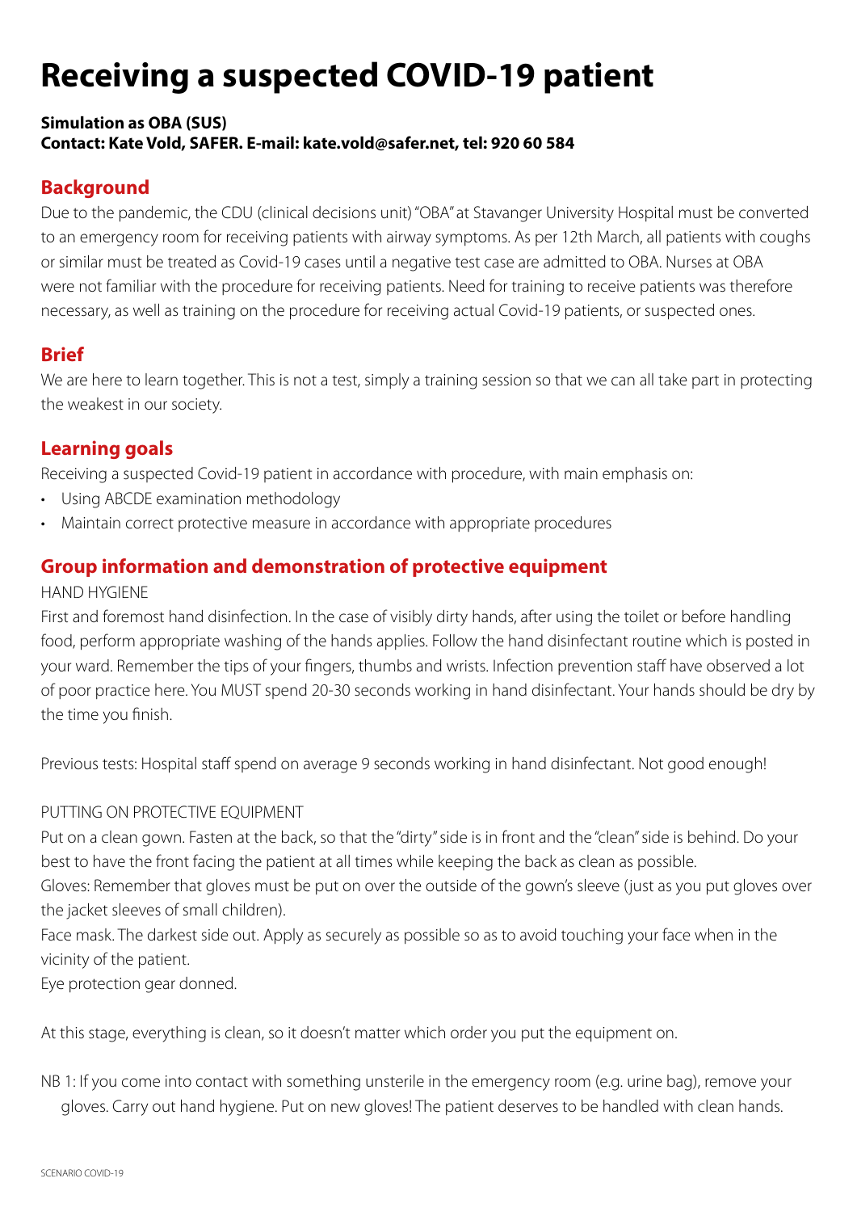# Receiving a suspected COVID-19 patient

**Simulation as OBA (SUS)**
**Contact: Kate Vold, SAFER. E-mail: kate.vold@safer.net, tel: 920 60 584**

## Background

Due to the pandemic, the CDU (clinical decisions unit) "OBA" at Stavanger University Hospital must be converted to an emergency room for receiving patients with airway symptoms. As per 12th March, all patients with coughs or similar must be treated as Covid-19 cases until a negative test case are admitted to OBA. Nurses at OBA were not familiar with the procedure for receiving patients. Need for training to receive patients was therefore necessary, as well as training on the procedure for receiving actual Covid-19 patients, or suspected ones.

## Brief

We are here to learn together. This is not a test, simply a training session so that we can all take part in protecting the weakest in our society.

## Learning goals

Receiving a suspected Covid-19 patient in accordance with procedure, with main emphasis on:

- Using ABCDE examination methodology
- Maintain correct protective measure in accordance with appropriate procedures

## Group information and demonstration of protective equipment

HAND HYGIENE

First and foremost hand disinfection. In the case of visibly dirty hands, after using the toilet or before handling food, perform appropriate washing of the hands applies. Follow the hand disinfectant routine which is posted in your ward. Remember the tips of your fingers, thumbs and wrists. Infection prevention staff have observed a lot of poor practice here. You MUST spend 20-30 seconds working in hand disinfectant. Your hands should be dry by the time you finish.

Previous tests: Hospital staff spend on average 9 seconds working in hand disinfectant. Not good enough!

PUTTING ON PROTECTIVE EQUIPMENT

Put on a clean gown. Fasten at the back, so that the "dirty" side is in front and the "clean" side is behind. Do your best to have the front facing the patient at all times while keeping the back as clean as possible.

Gloves: Remember that gloves must be put on over the outside of the gown's sleeve (just as you put gloves over the jacket sleeves of small children).

Face mask. The darkest side out. Apply as securely as possible so as to avoid touching your face when in the vicinity of the patient.

Eye protection gear donned.

At this stage, everything is clean, so it doesn't matter which order you put the equipment on.

NB 1: If you come into contact with something unsterile in the emergency room (e.g. urine bag), remove your gloves. Carry out hand hygiene. Put on new gloves! The patient deserves to be handled with clean hands.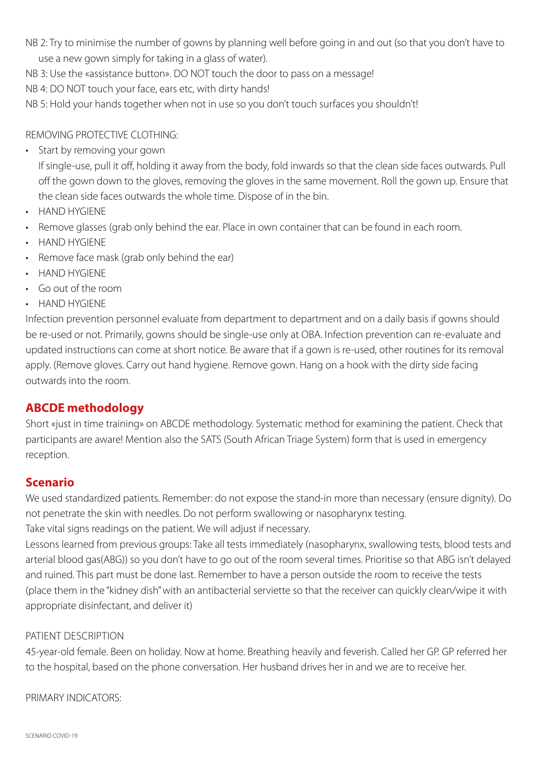NB 2: Try to minimise the number of gowns by planning well before going in and out (so that you don't have to use a new gown simply for taking in a glass of water).

NB 3: Use the «assistance button». DO NOT touch the door to pass on a message!

NB 4: DO NOT touch your face, ears etc, with dirty hands!

NB 5: Hold your hands together when not in use so you don't touch surfaces you shouldn't!

REMOVING PROTECTIVE CLOTHING:

- Start by removing your gown
  If single-use, pull it off, holding it away from the body, fold inwards so that the clean side faces outwards. Pull off the gown down to the gloves, removing the gloves in the same movement. Roll the gown up. Ensure that the clean side faces outwards the whole time. Dispose of in the bin.
- HAND HYGIENE
- Remove glasses (grab only behind the ear. Place in own container that can be found in each room.
- HAND HYGIENE
- Remove face mask (grab only behind the ear)
- HAND HYGIENE
- Go out of the room
- HAND HYGIENE

Infection prevention personnel evaluate from department to department and on a daily basis if gowns should be re-used or not. Primarily, gowns should be single-use only at OBA. Infection prevention can re-evaluate and updated instructions can come at short notice. Be aware that if a gown is re-used, other routines for its removal apply. (Remove gloves. Carry out hand hygiene. Remove gown. Hang on a hook with the dirty side facing outwards into the room.

## ABCDE methodology

Short «just in time training» on ABCDE methodology. Systematic method for examining the patient. Check that participants are aware! Mention also the SATS (South African Triage System) form that is used in emergency reception.

## Scenario

We used standardized patients. Remember: do not expose the stand-in more than necessary (ensure dignity). Do not penetrate the skin with needles. Do not perform swallowing or nasopharynx testing.

Take vital signs readings on the patient. We will adjust if necessary.

Lessons learned from previous groups: Take all tests immediately (nasopharynx, swallowing tests, blood tests and arterial blood gas(ABG)) so you don't have to go out of the room several times. Prioritise so that ABG isn't delayed and ruined. This part must be done last. Remember to have a person outside the room to receive the tests (place them in the "kidney dish" with an antibacterial serviette so that the receiver can quickly clean/wipe it with appropriate disinfectant, and deliver it)

PATIENT DESCRIPTION

45-year-old female. Been on holiday. Now at home. Breathing heavily and feverish. Called her GP. GP referred her to the hospital, based on the phone conversation. Her husband drives her in and we are to receive her.

PRIMARY INDICATORS: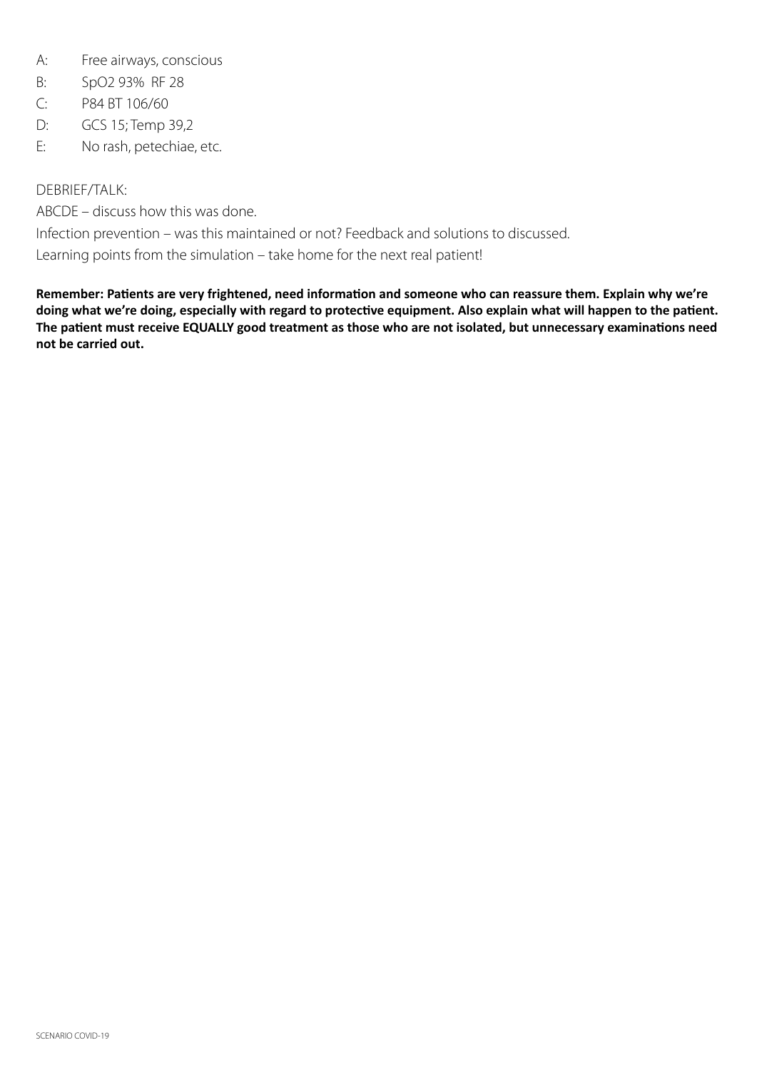A: Free airways, conscious

B: SpO2 93%  RF 28

C: P84 BT 106/60

D: GCS 15; Temp 39,2

E: No rash, petechiae, etc.

DEBRIEF/TALK:

ABCDE – discuss how this was done.

Infection prevention – was this maintained or not? Feedback and solutions to discussed.

Learning points from the simulation – take home for the next real patient!

**Remember: Patients are very frightened, need information and someone who can reassure them. Explain why we're doing what we're doing, especially with regard to protective equipment. Also explain what will happen to the patient. The patient must receive EQUALLY good treatment as those who are not isolated, but unnecessary examinations need not be carried out.**